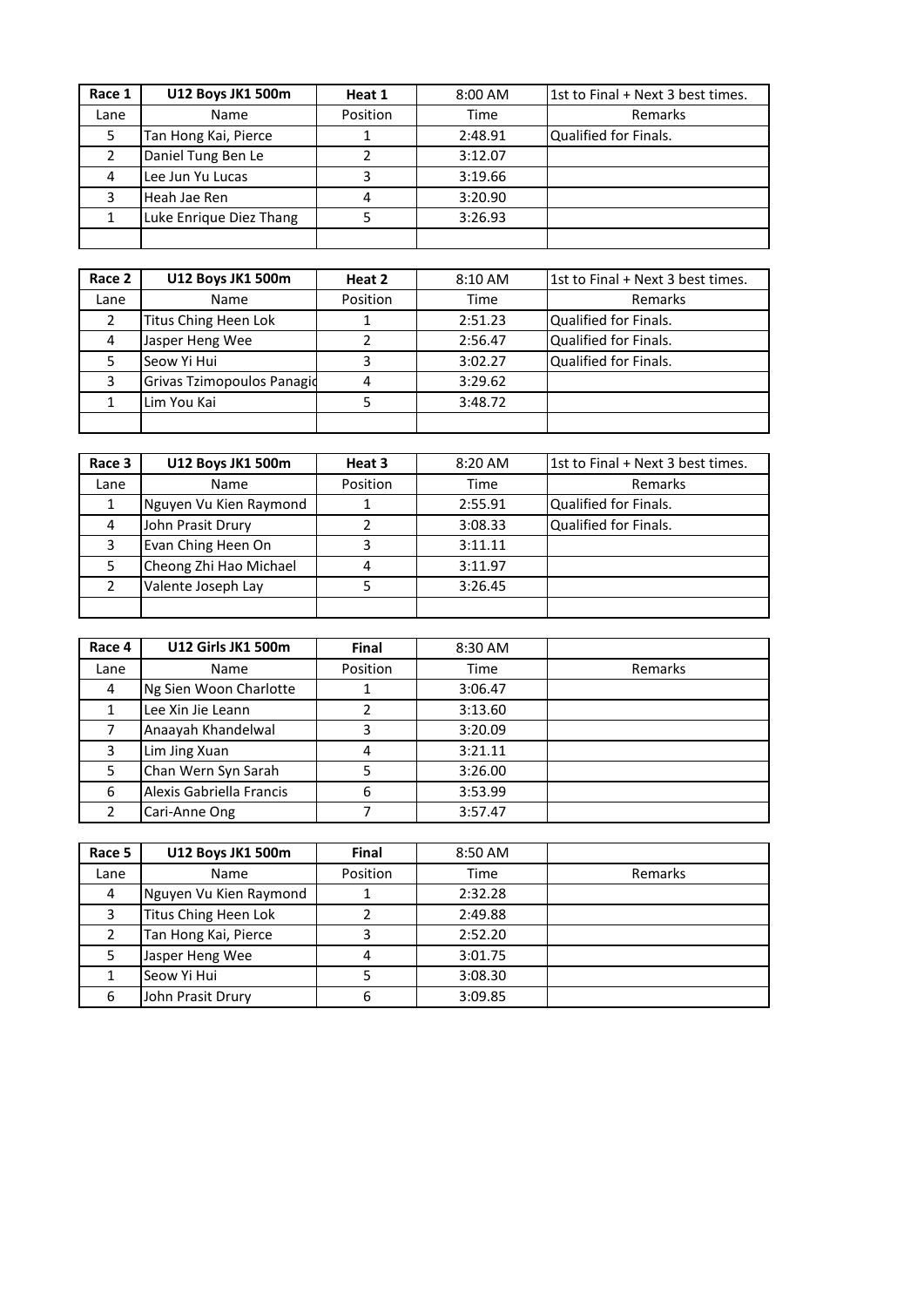| Race 1 | U12 Boys JK1 500m | Heat 1 | 8:00 AM | 1st to Final + Next 3 best times. |
|---|---|---|---|---|
| Lane | Name | Position | Time | Remarks |
| 5 | Tan Hong Kai, Pierce | 1 | 2:48.91 | Qualified for Finals. |
| 2 | Daniel Tung Ben Le | 2 | 3:12.07 | |
| 4 | Lee Jun Yu Lucas | 3 | 3:19.66 | |
| 3 | Heah Jae Ren | 4 | 3:20.90 | |
| 1 | Luke Enrique Diez Thang | 5 | 3:26.93 | |
| | | | | |

| Race 2 | U12 Boys JK1 500m | Heat 2 | 8:10 AM | 1st to Final + Next 3 best times. |
|---|---|---|---|---|
| Lane | Name | Position | Time | Remarks |
| 2 | Titus Ching Heen Lok | 1 | 2:51.23 | Qualified for Finals. |
| 4 | Jasper Heng Wee | 2 | 2:56.47 | Qualified for Finals. |
| 5 | Seow Yi Hui | 3 | 3:02.27 | Qualified for Finals. |
| 3 | Grivas Tzimopoulos Panagio | 4 | 3:29.62 | |
| 1 | Lim You Kai | 5 | 3:48.72 | |
| | | | | |

| Race 3 | U12 Boys JK1 500m | Heat 3 | 8:20 AM | 1st to Final + Next 3 best times. |
|---|---|---|---|---|
| Lane | Name | Position | Time | Remarks |
| 1 | Nguyen Vu Kien Raymond | 1 | 2:55.91 | Qualified for Finals. |
| 4 | John Prasit Drury | 2 | 3:08.33 | Qualified for Finals. |
| 3 | Evan Ching Heen On | 3 | 3:11.11 | |
| 5 | Cheong Zhi Hao Michael | 4 | 3:11.97 | |
| 2 | Valente Joseph Lay | 5 | 3:26.45 | |
| | | | | |

| Race 4 | U12 Girls JK1 500m | Final | 8:30 AM | |
|---|---|---|---|---|
| Lane | Name | Position | Time | Remarks |
| 4 | Ng Sien Woon Charlotte | 1 | 3:06.47 | |
| 1 | Lee Xin Jie Leann | 2 | 3:13.60 | |
| 7 | Anaayah Khandelwal | 3 | 3:20.09 | |
| 3 | Lim Jing Xuan | 4 | 3:21.11 | |
| 5 | Chan Wern Syn Sarah | 5 | 3:26.00 | |
| 6 | Alexis Gabriella Francis | 6 | 3:53.99 | |
| 2 | Cari-Anne Ong | 7 | 3:57.47 | |

| Race 5 | U12 Boys JK1 500m | Final | 8:50 AM | |
|---|---|---|---|---|
| Lane | Name | Position | Time | Remarks |
| 4 | Nguyen Vu Kien Raymond | 1 | 2:32.28 | |
| 3 | Titus Ching Heen Lok | 2 | 2:49.88 | |
| 2 | Tan Hong Kai, Pierce | 3 | 2:52.20 | |
| 5 | Jasper Heng Wee | 4 | 3:01.75 | |
| 1 | Seow Yi Hui | 5 | 3:08.30 | |
| 6 | John Prasit Drury | 6 | 3:09.85 | |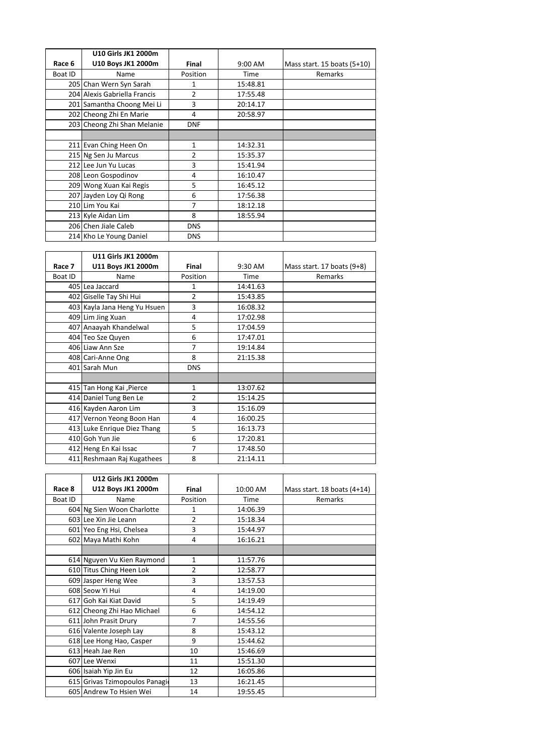| Race 6 | U10 Girls JK1 2000m<br>U10 Boys JK1 2000m | Final | 9:00 AM | Mass start. 15 boats (5+10) |
|---|---|---|---|---|
| Boat ID | Name | Position | Time | Remarks |
| 205 | Chan Wern Syn Sarah | 1 | 15:48.81 | |
| 204 | Alexis Gabriella Francis | 2 | 17:55.48 | |
| 201 | Samantha Choong Mei Li | 3 | 20:14.17 | |
| 202 | Cheong Zhi En Marie | 4 | 20:58.97 | |
| 203 | Cheong Zhi Shan Melanie | DNF | | |
| | | | | |
| 211 | Evan Ching Heen On | 1 | 14:32.31 | |
| 215 | Ng Sen Ju Marcus | 2 | 15:35.37 | |
| 212 | Lee Jun Yu Lucas | 3 | 15:41.94 | |
| 208 | Leon Gospodinov | 4 | 16:10.47 | |
| 209 | Wong Xuan Kai Regis | 5 | 16:45.12 | |
| 207 | Jayden Loy Qi Rong | 6 | 17:56.38 | |
| 210 | Lim You Kai | 7 | 18:12.18 | |
| 213 | Kyle Aidan Lim | 8 | 18:55.94 | |
| 206 | Chen Jiale Caleb | DNS | | |
| 214 | Kho Le Young Daniel | DNS | | |

| Race 7 | U11 Girls JK1 2000m<br>U11 Boys JK1 2000m | Final | 9:30 AM | Mass start. 17 boats (9+8) |
|---|---|---|---|---|
| Boat ID | Name | Position | Time | Remarks |
| 405 | Lea Jaccard | 1 | 14:41.63 | |
| 402 | Giselle Tay Shi Hui | 2 | 15:43.85 | |
| 403 | Kayla Jana Heng Yu Hsuen | 3 | 16:08.32 | |
| 409 | Lim Jing Xuan | 4 | 17:02.98 | |
| 407 | Anaayah Khandelwal | 5 | 17:04.59 | |
| 404 | Teo Sze Quyen | 6 | 17:47.01 | |
| 406 | Liaw Ann Sze | 7 | 19:14.84 | |
| 408 | Cari-Anne Ong | 8 | 21:15.38 | |
| 401 | Sarah Mun | DNS | | |
| | | | | |
| 415 | Tan Hong Kai ,Pierce | 1 | 13:07.62 | |
| 414 | Daniel Tung Ben Le | 2 | 15:14.25 | |
| 416 | Kayden Aaron Lim | 3 | 15:16.09 | |
| 417 | Vernon Yeong Boon Han | 4 | 16:00.25 | |
| 413 | Luke Enrique Diez Thang | 5 | 16:13.73 | |
| 410 | Goh Yun Jie | 6 | 17:20.81 | |
| 412 | Heng En Kai Issac | 7 | 17:48.50 | |
| 411 | Reshmaan Raj Kugathees | 8 | 21:14.11 | |

| Race 8 | U12 Girls JK1 2000m<br>U12 Boys JK1 2000m | Final | 10:00 AM | Mass start. 18 boats (4+14) |
|---|---|---|---|---|
| Boat ID | Name | Position | Time | Remarks |
| 604 | Ng Sien Woon Charlotte | 1 | 14:06.39 | |
| 603 | Lee Xin Jie Leann | 2 | 15:18.34 | |
| 601 | Yeo Eng Hsi, Chelsea | 3 | 15:44.97 | |
| 602 | Maya Mathi Kohn | 4 | 16:16.21 | |
| | | | | |
| 614 | Nguyen Vu Kien Raymond | 1 | 11:57.76 | |
| 610 | Titus Ching Heen Lok | 2 | 12:58.77 | |
| 609 | Jasper Heng Wee | 3 | 13:57.53 | |
| 608 | Seow Yi Hui | 4 | 14:19.00 | |
| 617 | Goh Kai Kiat David | 5 | 14:19.49 | |
| 612 | Cheong Zhi Hao Michael | 6 | 14:54.12 | |
| 611 | John Prasit Drury | 7 | 14:55.56 | |
| 616 | Valente Joseph Lay | 8 | 15:43.12 | |
| 618 | Lee Hong Hao, Casper | 9 | 15:44.62 | |
| 613 | Heah Jae Ren | 10 | 15:46.69 | |
| 607 | Lee Wenxi | 11 | 15:51.30 | |
| 606 | Isaiah Yip Jin Eu | 12 | 16:05.86 | |
| 615 | Grivas Tzimopoulos Panagi | 13 | 16:21.45 | |
| 605 | Andrew To Hsien Wei | 14 | 19:55.45 | |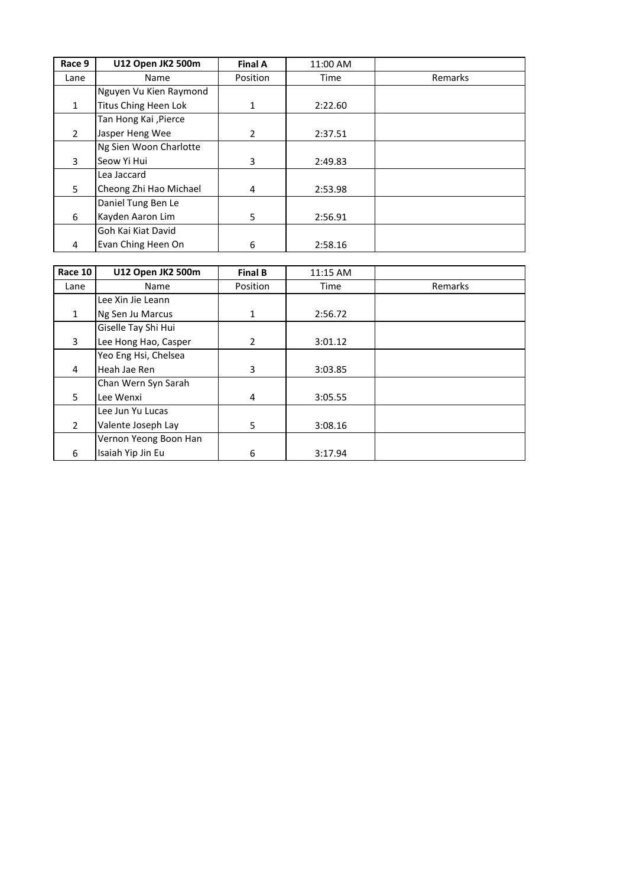| Race 9 | U12 Open JK2 500m | Final A | 11:00 AM | |
|---|---|---|---|---|
| Lane | Name | Position | Time | Remarks |
| 1 | Nguyen Vu Kien Raymond<br>Titus Ching Heen Lok | 1 | 2:22.60 | |
| 2 | Tan Hong Kai ,Pierce<br>Jasper Heng Wee | 2 | 2:37.51 | |
| 3 | Ng Sien Woon Charlotte<br>Seow Yi Hui | 3 | 2:49.83 | |
| 5 | Lea Jaccard<br>Cheong Zhi Hao Michael | 4 | 2:53.98 | |
| 6 | Daniel Tung Ben Le<br>Kayden Aaron Lim | 5 | 2:56.91 | |
| 4 | Goh Kai Kiat David<br>Evan Ching Heen On | 6 | 2:58.16 | |

| Race 10 | U12 Open JK2 500m | Final B | 11:15 AM | |
|---|---|---|---|---|
| Lane | Name | Position | Time | Remarks |
| 1 | Lee Xin Jie Leann<br>Ng Sen Ju Marcus | 1 | 2:56.72 | |
| 3 | Giselle Tay Shi Hui<br>Lee Hong Hao, Casper | 2 | 3:01.12 | |
| 4 | Yeo Eng Hsi, Chelsea<br>Heah Jae Ren | 3 | 3:03.85 | |
| 5 | Chan Wern Syn Sarah<br>Lee Wenxi | 4 | 3:05.55 | |
| 2 | Lee Jun Yu Lucas<br>Valente Joseph Lay | 5 | 3:08.16 | |
| 6 | Vernon Yeong Boon Han<br>Isaiah Yip Jin Eu | 6 | 3:17.94 | |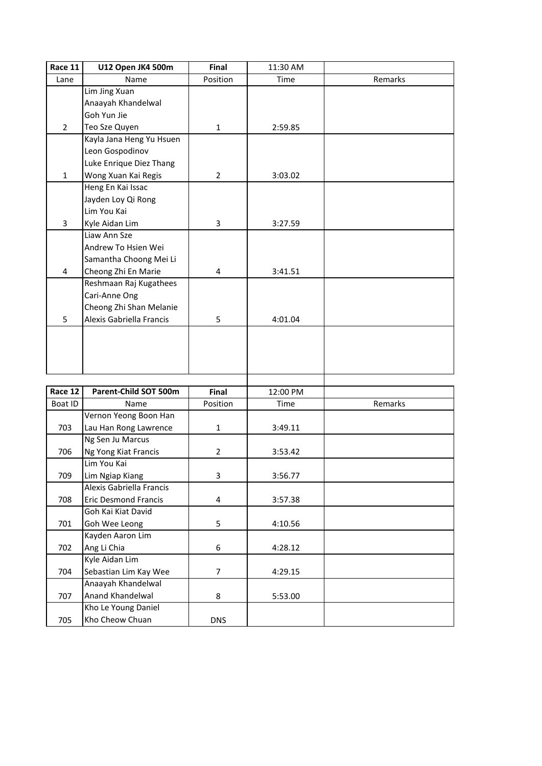| Race 11 | U12 Open JK4 500m | Final | 11:30 AM | |
|---|---|---|---|---|
| Lane | Name | Position | Time | Remarks |
| 2 | Lim Jing Xuan<br>Anaayah Khandelwal<br>Goh Yun Jie<br>Teo Sze Quyen | 1 | 2:59.85 | |
| 1 | Kayla Jana Heng Yu Hsuen<br>Leon Gospodinov<br>Luke Enrique Diez Thang<br>Wong Xuan Kai Regis | 2 | 3:03.02 | |
| 3 | Heng En Kai Issac<br>Jayden Loy Qi Rong<br>Lim You Kai<br>Kyle Aidan Lim | 3 | 3:27.59 | |
| 4 | Liaw Ann Sze<br>Andrew To Hsien Wei<br>Samantha Choong Mei Li<br>Cheong Zhi En Marie | 4 | 3:41.51 | |
| 5 | Reshmaan Raj Kugathees<br>Cari-Anne Ong<br>Cheong Zhi Shan Melanie<br>Alexis Gabriella Francis | 5 | 4:01.04 | |
| | | | | |

| Race 12 | Parent-Child SOT 500m | Final | 12:00 PM | |
|---|---|---|---|---|
| Boat ID | Name | Position | Time | Remarks |
| 703 | Vernon Yeong Boon Han<br>Lau Han Rong Lawrence | 1 | 3:49.11 | |
| 706 | Ng Sen Ju Marcus<br>Ng Yong Kiat Francis | 2 | 3:53.42 | |
| 709 | Lim You Kai<br>Lim Ngiap Kiang | 3 | 3:56.77 | |
| 708 | Alexis Gabriella Francis<br>Eric Desmond Francis | 4 | 3:57.38 | |
| 701 | Goh Kai Kiat David<br>Goh Wee Leong | 5 | 4:10.56 | |
| 702 | Kayden Aaron Lim<br>Ang Li Chia | 6 | 4:28.12 | |
| 704 | Kyle Aidan Lim<br>Sebastian Lim Kay Wee | 7 | 4:29.15 | |
| 707 | Anaayah Khandelwal<br>Anand Khandelwal | 8 | 5:53.00 | |
| 705 | Kho Le Young Daniel<br>Kho Cheow Chuan | DNS | | |